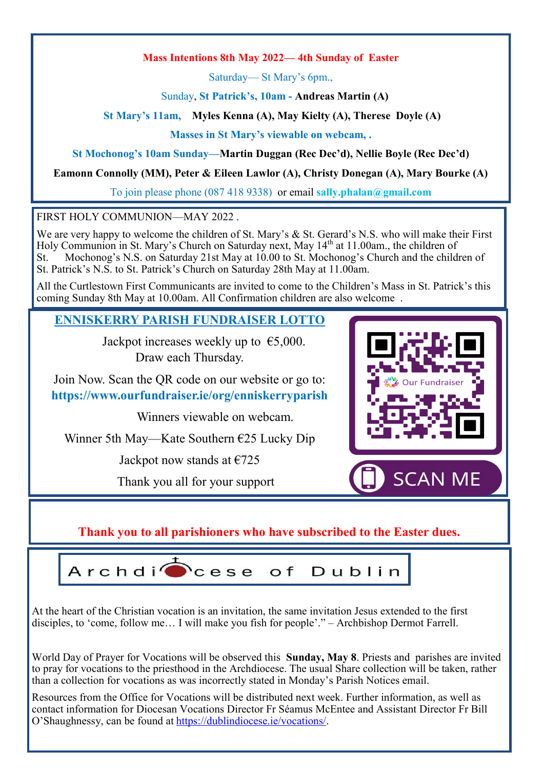**Mass Intentions 8th May 2022— 4th Sunday of Easter**

Saturday— St Mary's 6pm.,

Sunday, **St Patrick's, 10am - Andreas Martin (A)**

**St Mary's 11am, Myles Kenna (A), May Kielty (A), Therese Doyle (A)**

**Masses in St Mary's viewable on webcam, .**

**St Mochonog's 10am Sunday—Martin Duggan (Rec Dec'd), Nellie Boyle (Rec Dec'd)**

**Eamonn Connolly (MM), Peter & Eileen Lawlor (A), Christy Donegan (A), Mary Bourke (A)**

To join please phone (087 418 9338) or email **sally.phalan@gmail.com**

FIRST HOLY COMMUNION—MAY 2022 .

We are very happy to welcome the children of St. Mary's & St. Gerard's N.S. who will make their First Holy Communion in St. Mary's Church on Saturday next, May 14th at 11.00am., the children of St. Mochonog's N.S. on Saturday 21st May at 10.00 to St. Mochonog's Church and the children of St. Patrick's N.S. to St. Patrick's Church on Saturday 28th May at 11.00am.

All the Curtlestown First Communicants are invited to come to the Children's Mass in St. Patrick's this coming Sunday 8th May at 10.00am. All Confirmation children are also welcome .

## ENNISKERRY PARISH FUNDRAISER LOTTO

Jackpot increases weekly up to €5,000.
Draw each Thursday.

Join Now. Scan the QR code on our website or go to:
**https://www.ourfundraiser.ie/org/enniskerryparish**

Winners viewable on webcam.

Winner 5th May—Kate Southern €25 Lucky Dip

Jackpot now stands at €725

Thank you all for your support

Our Fundraiser

SCAN ME

**Thank you to all parishioners who have subscribed to the Easter dues.**

Archdiocese of Dublin

At the heart of the Christian vocation is an invitation, the same invitation Jesus extended to the first disciples, to 'come, follow me… I will make you fish for people'." – Archbishop Dermot Farrell.

World Day of Prayer for Vocations will be observed this **Sunday, May 8**. Priests and parishes are invited to pray for vocations to the priesthood in the Archdiocese. The usual Share collection will be taken, rather than a collection for vocations as was incorrectly stated in Monday's Parish Notices email.

Resources from the Office for Vocations will be distributed next week. Further information, as well as contact information for Diocesan Vocations Director Fr Séamus McEntee and Assistant Director Fr Bill O'Shaughnessy, can be found at https://dublindiocese.ie/vocations/.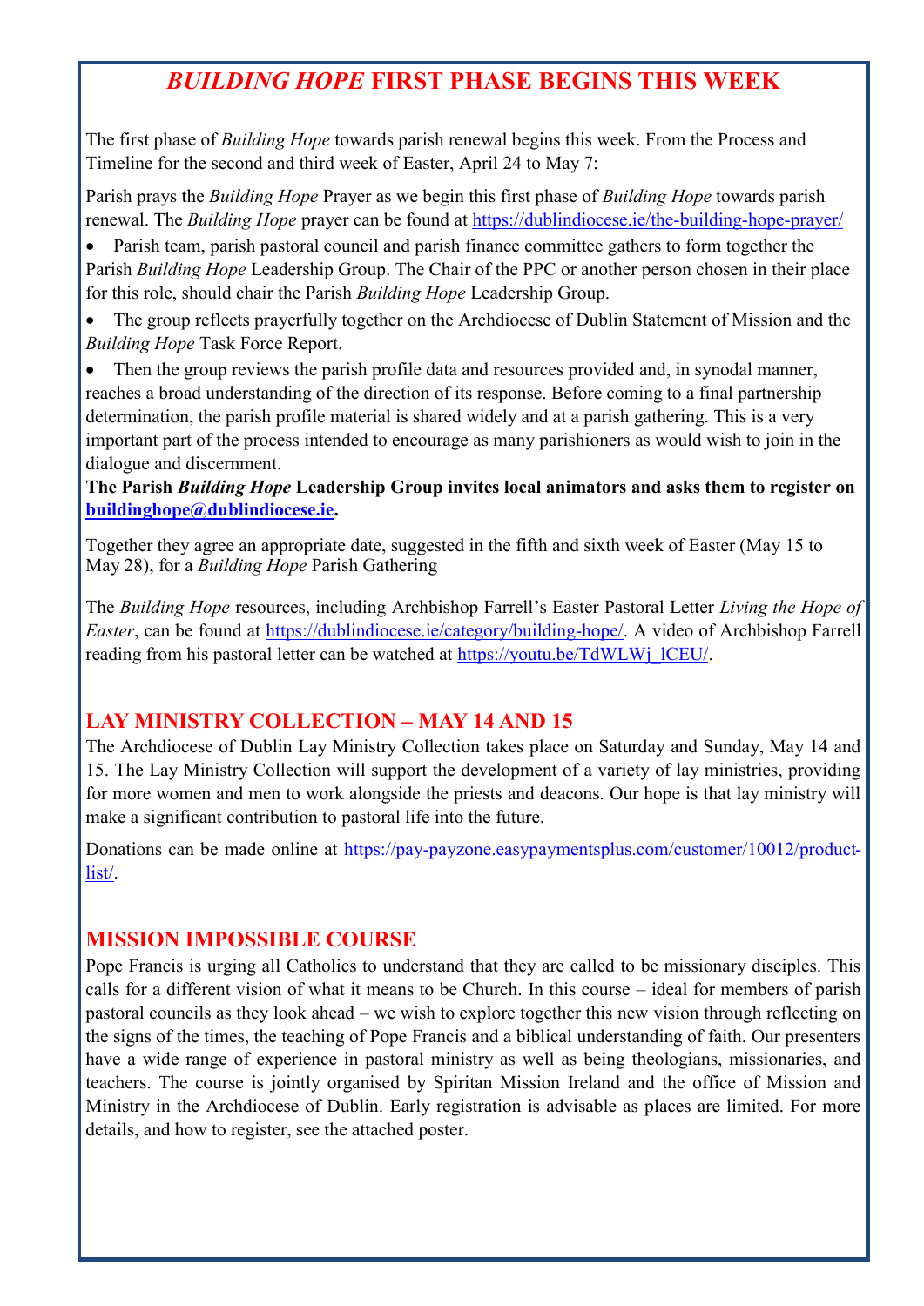## *BUILDING HOPE* FIRST PHASE BEGINS THIS WEEK

The first phase of *Building Hope* towards parish renewal begins this week. From the Process and Timeline for the second and third week of Easter, April 24 to May 7:

Parish prays the *Building Hope* Prayer as we begin this first phase of *Building Hope* towards parish renewal. The *Building Hope* prayer can be found at https://dublindiocese.ie/the-building-hope-prayer/

- Parish team, parish pastoral council and parish finance committee gathers to form together the Parish *Building Hope* Leadership Group. The Chair of the PPC or another person chosen in their place for this role, should chair the Parish *Building Hope* Leadership Group.
- The group reflects prayerfully together on the Archdiocese of Dublin Statement of Mission and the *Building Hope* Task Force Report.
- Then the group reviews the parish profile data and resources provided and, in synodal manner, reaches a broad understanding of the direction of its response. Before coming to a final partnership determination, the parish profile material is shared widely and at a parish gathering. This is a very important part of the process intended to encourage as many parishioners as would wish to join in the dialogue and discernment.

**The Parish *Building Hope* Leadership Group invites local animators and asks them to register on buildinghope@dublindiocese.ie.**

Together they agree an appropriate date, suggested in the fifth and sixth week of Easter (May 15 to May 28), for a *Building Hope* Parish Gathering

The *Building Hope* resources, including Archbishop Farrell's Easter Pastoral Letter *Living the Hope of Easter*, can be found at https://dublindiocese.ie/category/building-hope/. A video of Archbishop Farrell reading from his pastoral letter can be watched at https://youtu.be/TdWLWj_lCEU/.

## LAY MINISTRY COLLECTION – MAY 14 AND 15

The Archdiocese of Dublin Lay Ministry Collection takes place on Saturday and Sunday, May 14 and 15. The Lay Ministry Collection will support the development of a variety of lay ministries, providing for more women and men to work alongside the priests and deacons. Our hope is that lay ministry will make a significant contribution to pastoral life into the future.

Donations can be made online at https://pay-payzone.easypaymentsplus.com/customer/10012/product-list/.

## MISSION IMPOSSIBLE COURSE

Pope Francis is urging all Catholics to understand that they are called to be missionary disciples. This calls for a different vision of what it means to be Church. In this course – ideal for members of parish pastoral councils as they look ahead – we wish to explore together this new vision through reflecting on the signs of the times, the teaching of Pope Francis and a biblical understanding of faith. Our presenters have a wide range of experience in pastoral ministry as well as being theologians, missionaries, and teachers. The course is jointly organised by Spiritan Mission Ireland and the office of Mission and Ministry in the Archdiocese of Dublin. Early registration is advisable as places are limited. For more details, and how to register, see the attached poster.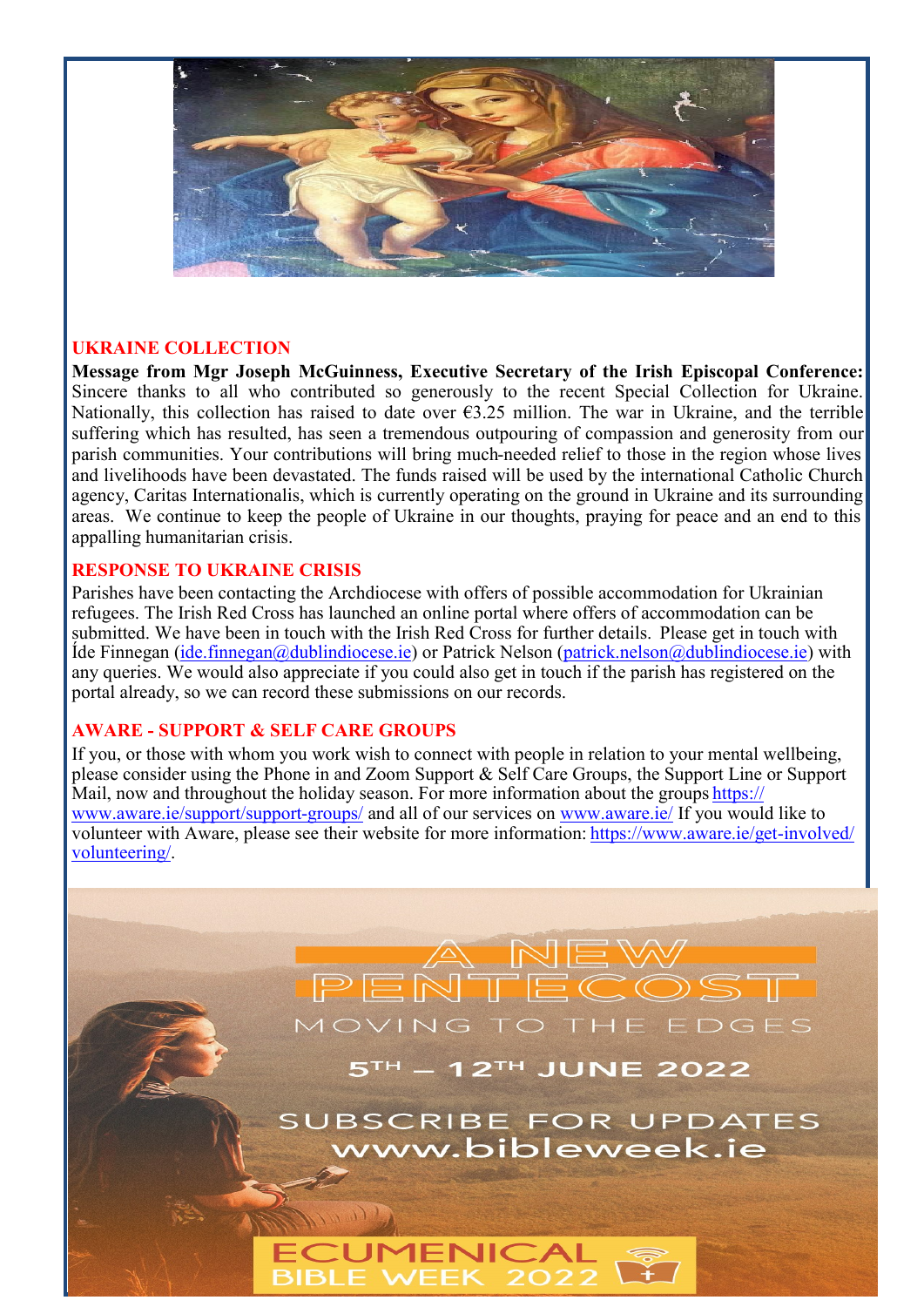## UKRAINE COLLECTION

**Message from Mgr Joseph McGuinness, Executive Secretary of the Irish Episcopal Conference:** Sincere thanks to all who contributed so generously to the recent Special Collection for Ukraine. Nationally, this collection has raised to date over €3.25 million. The war in Ukraine, and the terrible suffering which has resulted, has seen a tremendous outpouring of compassion and generosity from our parish communities. Your contributions will bring much-needed relief to those in the region whose lives and livelihoods have been devastated. The funds raised will be used by the international Catholic Church agency, Caritas Internationalis, which is currently operating on the ground in Ukraine and its surrounding areas. We continue to keep the people of Ukraine in our thoughts, praying for peace and an end to this appalling humanitarian crisis.

## RESPONSE TO UKRAINE CRISIS

Parishes have been contacting the Archdiocese with offers of possible accommodation for Ukrainian refugees. The Irish Red Cross has launched an online portal where offers of accommodation can be submitted. We have been in touch with the Irish Red Cross for further details. Please get in touch with Íde Finnegan (ide.finnegan@dublindiocese.ie) or Patrick Nelson (patrick.nelson@dublindiocese.ie) with any queries. We would also appreciate if you could also get in touch if the parish has registered on the portal already, so we can record these submissions on our records.

## AWARE - SUPPORT & SELF CARE GROUPS

If you, or those with whom you work wish to connect with people in relation to your mental wellbeing, please consider using the Phone in and Zoom Support & Self Care Groups, the Support Line or Support Mail, now and throughout the holiday season. For more information about the groups https://www.aware.ie/support/support-groups/ and all of our services on www.aware.ie/ If you would like to volunteer with Aware, please see their website for more information: https://www.aware.ie/get-involved/volunteering/.

A NEW PENTECOST

MOVING TO THE EDGES

5TH – 12TH JUNE 2022

SUBSCRIBE FOR UPDATES

www.bibleweek.ie

ECUMENICAL BIBLE WEEK 2022